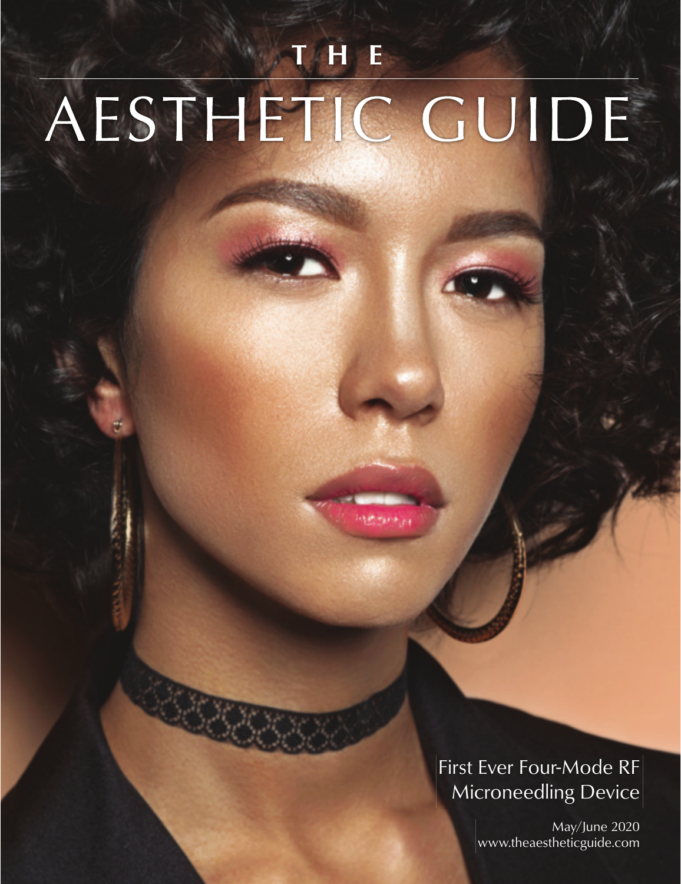# THE AESTHETIC GUIDE

First Ever Four-Mode RF Microneedling Device

May/June 2020
www.theaestheticguide.com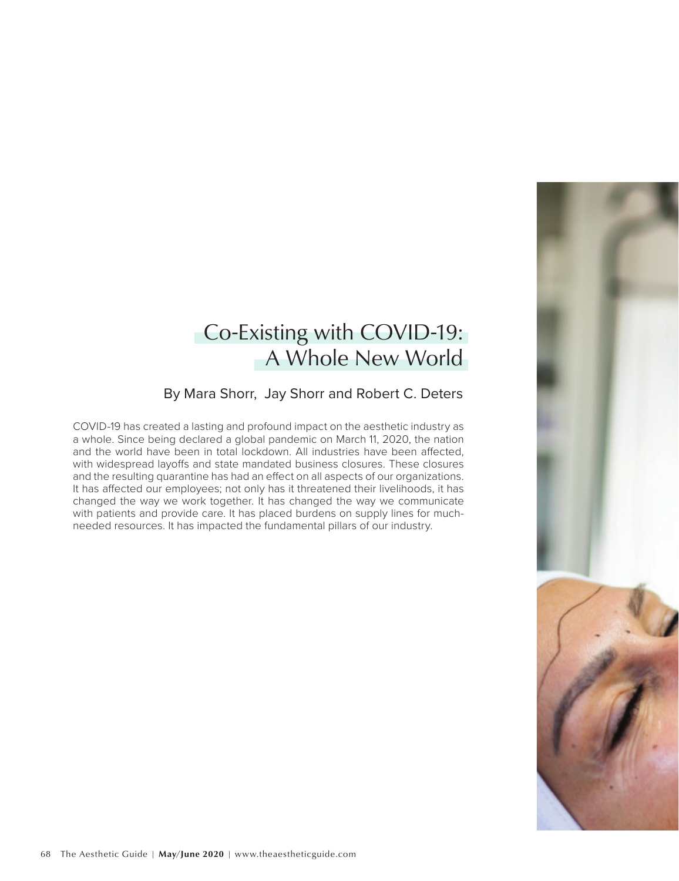# Co-Existing with COVID-19: A Whole New World

By Mara Shorr, Jay Shorr and Robert C. Deters

COVID-19 has created a lasting and profound impact on the aesthetic industry as a whole. Since being declared a global pandemic on March 11, 2020, the nation and the world have been in total lockdown. All industries have been affected, with widespread layoffs and state mandated business closures. These closures and the resulting quarantine has had an effect on all aspects of our organizations. It has affected our employees; not only has it threatened their livelihoods, it has changed the way we work together. It has changed the way we communicate with patients and provide care. It has placed burdens on supply lines for much-needed resources. It has impacted the fundamental pillars of our industry.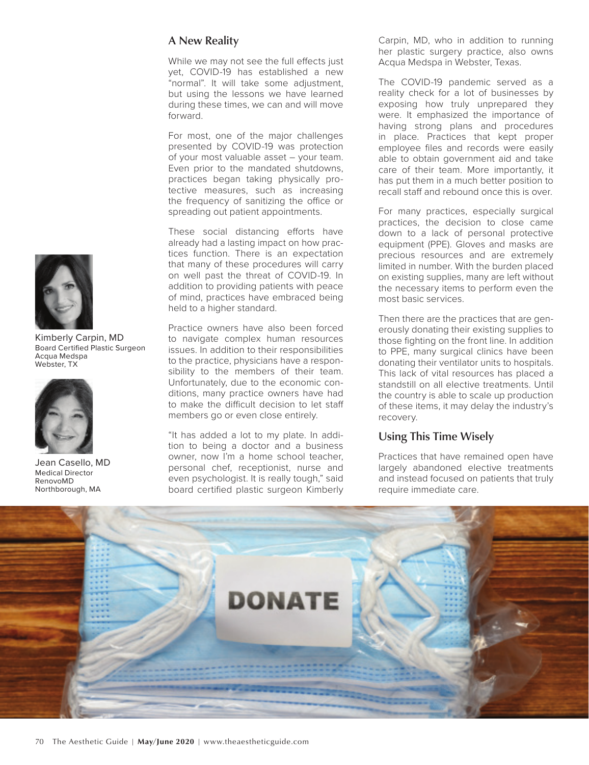## A New Reality

While we may not see the full effects just yet, COVID-19 has established a new "normal". It will take some adjustment, but using the lessons we have learned during these times, we can and will move forward.

For most, one of the major challenges presented by COVID-19 was protection of your most valuable asset – your team. Even prior to the mandated shutdowns, practices began taking physically protective measures, such as increasing the frequency of sanitizing the office or spreading out patient appointments.

These social distancing efforts have already had a lasting impact on how practices function. There is an expectation that many of these procedures will carry on well past the threat of COVID-19. In addition to providing patients with peace of mind, practices have embraced being held to a higher standard.

Practice owners have also been forced to navigate complex human resources issues. In addition to their responsibilities to the practice, physicians have a responsibility to the members of their team. Unfortunately, due to the economic conditions, many practice owners have had to make the difficult decision to let staff members go or even close entirely.

"It has added a lot to my plate. In addition to being a doctor and a business owner, now I'm a home school teacher, personal chef, receptionist, nurse and even psychologist. It is really tough," said board certified plastic surgeon Kimberly Carpin, MD, who in addition to running her plastic surgery practice, also owns Acqua Medspa in Webster, Texas.

The COVID-19 pandemic served as a reality check for a lot of businesses by exposing how truly unprepared they were. It emphasized the importance of having strong plans and procedures in place. Practices that kept proper employee files and records were easily able to obtain government aid and take care of their team. More importantly, it has put them in a much better position to recall staff and rebound once this is over.

For many practices, especially surgical practices, the decision to close came down to a lack of personal protective equipment (PPE). Gloves and masks are precious resources and are extremely limited in number. With the burden placed on existing supplies, many are left without the necessary items to perform even the most basic services.

Then there are the practices that are generously donating their existing supplies to those fighting on the front line. In addition to PPE, many surgical clinics have been donating their ventilator units to hospitals. This lack of vital resources has placed a standstill on all elective treatments. Until the country is able to scale up production of these items, it may delay the industry's recovery.

## Using This Time Wisely

Practices that have remained open have largely abandoned elective treatments and instead focused on patients that truly require immediate care.

Kimberly Carpin, MD
Board Certified Plastic Surgeon
Acqua Medspa
Webster, TX

Jean Casello, MD
Medical Director
RenovoMD
Northborough, MA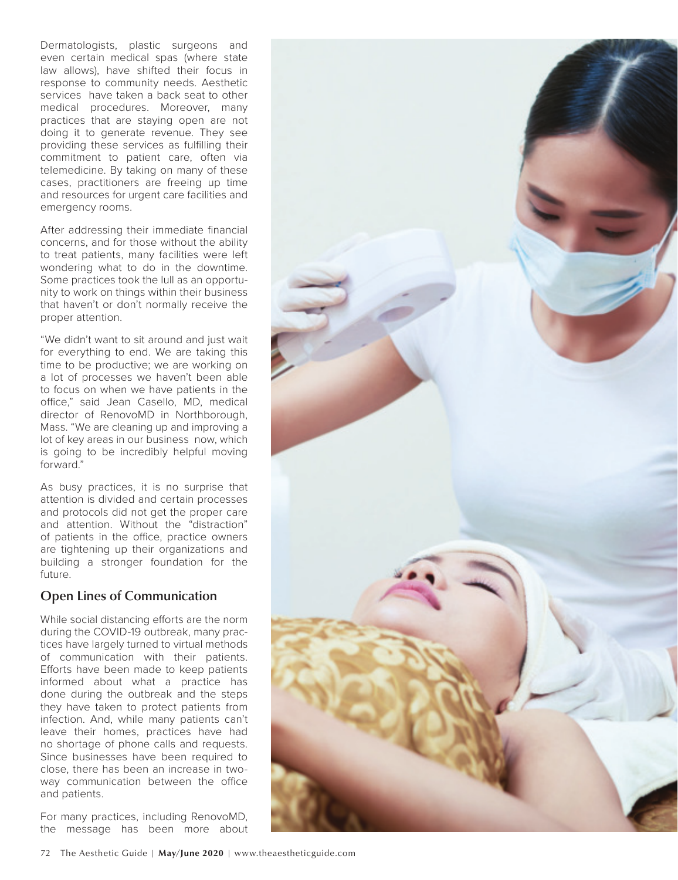Dermatologists, plastic surgeons and even certain medical spas (where state law allows), have shifted their focus in response to community needs. Aesthetic services have taken a back seat to other medical procedures. Moreover, many practices that are staying open are not doing it to generate revenue. They see providing these services as fulfilling their commitment to patient care, often via telemedicine. By taking on many of these cases, practitioners are freeing up time and resources for urgent care facilities and emergency rooms.

After addressing their immediate financial concerns, and for those without the ability to treat patients, many facilities were left wondering what to do in the downtime. Some practices took the lull as an opportunity to work on things within their business that haven't or don't normally receive the proper attention.

"We didn't want to sit around and just wait for everything to end. We are taking this time to be productive; we are working on a lot of processes we haven't been able to focus on when we have patients in the office," said Jean Casello, MD, medical director of RenovoMD in Northborough, Mass. "We are cleaning up and improving a lot of key areas in our business now, which is going to be incredibly helpful moving forward."

As busy practices, it is no surprise that attention is divided and certain processes and protocols did not get the proper care and attention. Without the "distraction" of patients in the office, practice owners are tightening up their organizations and building a stronger foundation for the future.

## Open Lines of Communication

While social distancing efforts are the norm during the COVID-19 outbreak, many practices have largely turned to virtual methods of communication with their patients. Efforts have been made to keep patients informed about what a practice has done during the outbreak and the steps they have taken to protect patients from infection. And, while many patients can't leave their homes, practices have had no shortage of phone calls and requests. Since businesses have been required to close, there has been an increase in two-way communication between the office and patients.

For many practices, including RenovoMD, the message has been more about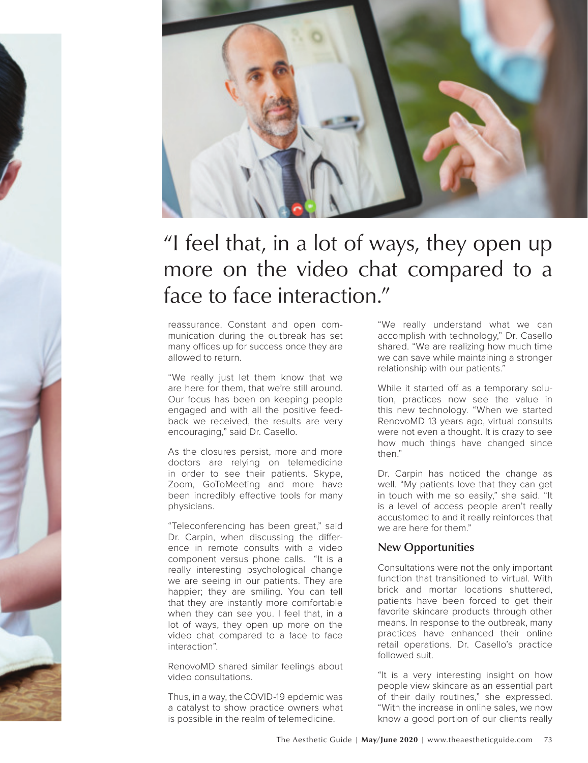"I feel that, in a lot of ways, they open up more on the video chat compared to a face to face interaction."

reassurance. Constant and open communication during the outbreak has set many offices up for success once they are allowed to return.

"We really just let them know that we are here for them, that we're still around. Our focus has been on keeping people engaged and with all the positive feedback we received, the results are very encouraging," said Dr. Casello.

As the closures persist, more and more doctors are relying on telemedicine in order to see their patients. Skype, Zoom, GoToMeeting and more have been incredibly effective tools for many physicians.

"Teleconferencing has been great," said Dr. Carpin, when discussing the difference in remote consults with a video component versus phone calls. "It is a really interesting psychological change we are seeing in our patients. They are happier; they are smiling. You can tell that they are instantly more comfortable when they can see you. I feel that, in a lot of ways, they open up more on the video chat compared to a face to face interaction".

RenovoMD shared similar feelings about video consultations.

Thus, in a way, the COVID-19 epidemic was a catalyst to show practice owners what is possible in the realm of telemedicine.

"We really understand what we can accomplish with technology," Dr. Casello shared. "We are realizing how much time we can save while maintaining a stronger relationship with our patients."

While it started off as a temporary solution, practices now see the value in this new technology. "When we started RenovoMD 13 years ago, virtual consults were not even a thought. It is crazy to see how much things have changed since then."

Dr. Carpin has noticed the change as well. "My patients love that they can get in touch with me so easily," she said. "It is a level of access people aren't really accustomed to and it really reinforces that we are here for them."

## New Opportunities

Consultations were not the only important function that transitioned to virtual. With brick and mortar locations shuttered, patients have been forced to get their favorite skincare products through other means. In response to the outbreak, many practices have enhanced their online retail operations. Dr. Casello's practice followed suit.

"It is a very interesting insight on how people view skincare as an essential part of their daily routines," she expressed. "With the increase in online sales, we now know a good portion of our clients really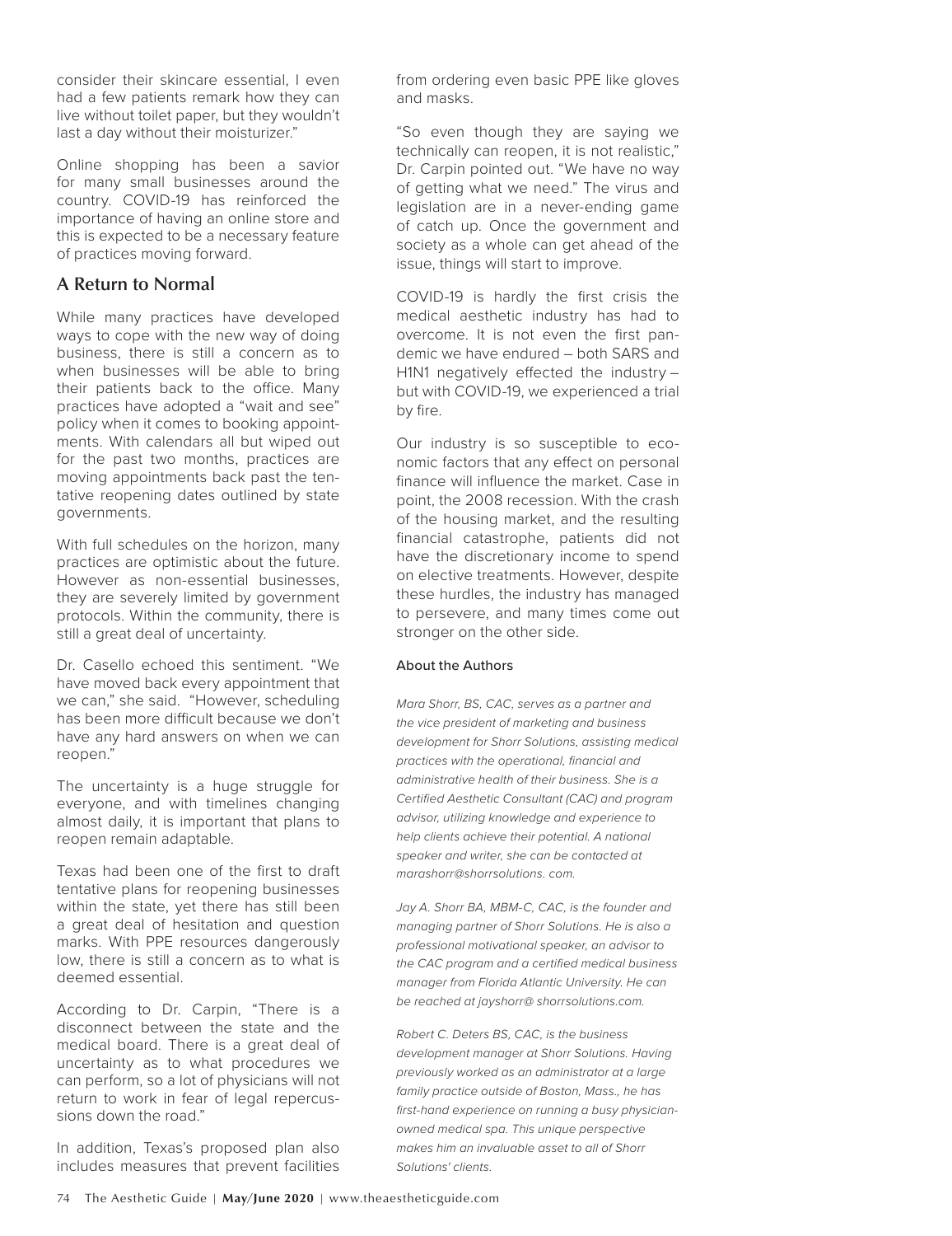consider their skincare essential, I even had a few patients remark how they can live without toilet paper, but they wouldn't last a day without their moisturizer."

Online shopping has been a savior for many small businesses around the country. COVID-19 has reinforced the importance of having an online store and this is expected to be a necessary feature of practices moving forward.

## A Return to Normal

While many practices have developed ways to cope with the new way of doing business, there is still a concern as to when businesses will be able to bring their patients back to the office. Many practices have adopted a "wait and see" policy when it comes to booking appointments. With calendars all but wiped out for the past two months, practices are moving appointments back past the tentative reopening dates outlined by state governments.

With full schedules on the horizon, many practices are optimistic about the future. However as non-essential businesses, they are severely limited by government protocols. Within the community, there is still a great deal of uncertainty.

Dr. Casello echoed this sentiment. "We have moved back every appointment that we can," she said. "However, scheduling has been more difficult because we don't have any hard answers on when we can reopen."

The uncertainty is a huge struggle for everyone, and with timelines changing almost daily, it is important that plans to reopen remain adaptable.

Texas had been one of the first to draft tentative plans for reopening businesses within the state, yet there has still been a great deal of hesitation and question marks. With PPE resources dangerously low, there is still a concern as to what is deemed essential.

According to Dr. Carpin, "There is a disconnect between the state and the medical board. There is a great deal of uncertainty as to what procedures we can perform, so a lot of physicians will not return to work in fear of legal repercussions down the road."

In addition, Texas's proposed plan also includes measures that prevent facilities from ordering even basic PPE like gloves and masks.

"So even though they are saying we technically can reopen, it is not realistic," Dr. Carpin pointed out. "We have no way of getting what we need." The virus and legislation are in a never-ending game of catch up. Once the government and society as a whole can get ahead of the issue, things will start to improve.

COVID-19 is hardly the first crisis the medical aesthetic industry has had to overcome. It is not even the first pandemic we have endured – both SARS and H1N1 negatively effected the industry – but with COVID-19, we experienced a trial by fire.

Our industry is so susceptible to economic factors that any effect on personal finance will influence the market. Case in point, the 2008 recession. With the crash of the housing market, and the resulting financial catastrophe, patients did not have the discretionary income to spend on elective treatments. However, despite these hurdles, the industry has managed to persevere, and many times come out stronger on the other side.

#### About the Authors

*Mara Shorr, BS, CAC, serves as a partner and the vice president of marketing and business development for Shorr Solutions, assisting medical practices with the operational, financial and administrative health of their business. She is a Certified Aesthetic Consultant (CAC) and program advisor, utilizing knowledge and experience to help clients achieve their potential. A national speaker and writer, she can be contacted at marashorr@shorrsolutions. com.*

*Jay A. Shorr BA, MBM-C, CAC, is the founder and managing partner of Shorr Solutions. He is also a professional motivational speaker, an advisor to the CAC program and a certified medical business manager from Florida Atlantic University. He can be reached at jayshorr@ shorrsolutions.com.*

*Robert C. Deters BS, CAC, is the business development manager at Shorr Solutions. Having previously worked as an administrator at a large family practice outside of Boston, Mass., he has first-hand experience on running a busy physician-owned medical spa. This unique perspective makes him an invaluable asset to all of Shorr Solutions' clients.*